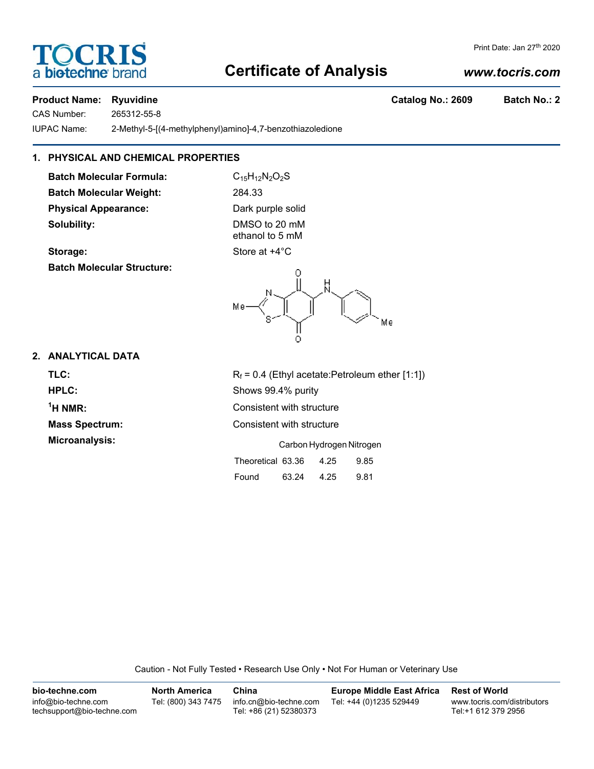TOCRIS a biotechne brand

# Certificate of Analysis

www.tocris.com

Print Date: Jan 27th 2020

**Product Name: Ryuvidine** **Catalog No.: 2609** **Batch No.: 2**

CAS Number: 265312-55-8

IUPAC Name: 2-Methyl-5-[(4-methylphenyl)amino]-4,7-benzothiazoledione

## 1. PHYSICAL AND CHEMICAL PROPERTIES

**Batch Molecular Formula:** $C_{15}H_{12}N_2O_2S$

**Batch Molecular Weight:** 284.33

**Physical Appearance:** Dark purple solid

**Solubility:** DMSO to 20 mM
ethanol to 5 mM

**Storage:** Store at +4°C

**Batch Molecular Structure:**

## 2. ANALYTICAL DATA

**TLC:** $R_f$ = 0.4 (Ethyl acetate:Petroleum ether [1:1])

**HPLC:** Shows 99.4% purity

**$^1$H NMR:** Consistent with structure

**Mass Spectrum:** Consistent with structure

**Microanalysis:**

| | Carbon | Hydrogen | Nitrogen |
|---|---|---|---|
| Theoretical | 63.36 | 4.25 | 9.85 |
| Found | 63.24 | 4.25 | 9.81 |

Caution - Not Fully Tested • Research Use Only • Not For Human or Veterinary Use

| bio-techne.com | North America | China | Europe Middle East Africa | Rest of World |
|---|---|---|---|---|
| info@bio-techne.com<br>techsupport@bio-techne.com | Tel: (800) 343 7475 | info.cn@bio-techne.com<br>Tel: +86 (21) 52380373 | Tel: +44 (0)1235 529449 | www.tocris.com/distributors<br>Tel:+1 612 379 2956 |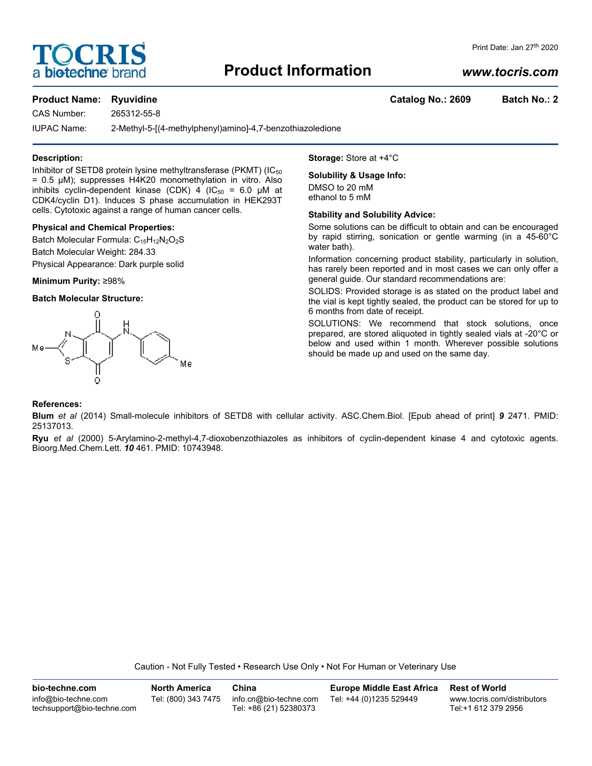# TOCRIS
a bio-techne brand

Print Date: Jan 27th 2020

## Product Information

*www.tocris.com*

**Product Name: Ryuvidine** **Catalog No.: 2609** **Batch No.: 2**

CAS Number: 265312-55-8

IUPAC Name: 2-Methyl-5-[(4-methylphenyl)amino]-4,7-benzothiazoledione

### Description:

Inhibitor of SETD8 protein lysine methyltransferase (PKMT) ($IC_{50}$ = 0.5 μM); suppresses H4K20 monomethylation in vitro. Also inhibits cyclin-dependent kinase (CDK) 4 ($IC_{50}$ = 6.0 μM at CDK4/cyclin D1). Induces S phase accumulation in HEK293T cells. Cytotoxic against a range of human cancer cells.

### Physical and Chemical Properties:

Batch Molecular Formula: $C_{15}H_{12}N_2O_2S$

Batch Molecular Weight: 284.33

Physical Appearance: Dark purple solid

**Minimum Purity:** ≥98%

### Batch Molecular Structure:

### Storage: Store at +4°C

### Solubility & Usage Info:

DMSO to 20 mM
ethanol to 5 mM

### Stability and Solubility Advice:

Some solutions can be difficult to obtain and can be encouraged by rapid stirring, sonication or gentle warming (in a 45-60°C water bath).

Information concerning product stability, particularly in solution, has rarely been reported and in most cases we can only offer a general guide. Our standard recommendations are:

SOLIDS: Provided storage is as stated on the product label and the vial is kept tightly sealed, the product can be stored for up to 6 months from date of receipt.

SOLUTIONS: We recommend that stock solutions, once prepared, are stored aliquoted in tightly sealed vials at -20°C or below and used within 1 month. Wherever possible solutions should be made up and used on the same day.

### References:

**Blum** *et al* (2014) Small-molecule inhibitors of SETD8 with cellular activity. ASC.Chem.Biol. [Epub ahead of print] ***9*** 2471. PMID: 25137013.

**Ryu** *et al* (2000) 5-Arylamino-2-methyl-4,7-dioxobenzothiazoles as inhibitors of cyclin-dependent kinase 4 and cytotoxic agents. Bioorg.Med.Chem.Lett. ***10*** 461. PMID: 10743948.

Caution - Not Fully Tested • Research Use Only • Not For Human or Veterinary Use

**bio-techne.com**
info@bio-techne.com
techsupport@bio-techne.com

**North America**
Tel: (800) 343 7475

**China**
info.cn@bio-techne.com
Tel: +86 (21) 52380373

**Europe Middle East Africa**
Tel: +44 (0)1235 529449

**Rest of World**
www.tocris.com/distributors
Tel:+1 612 379 2956